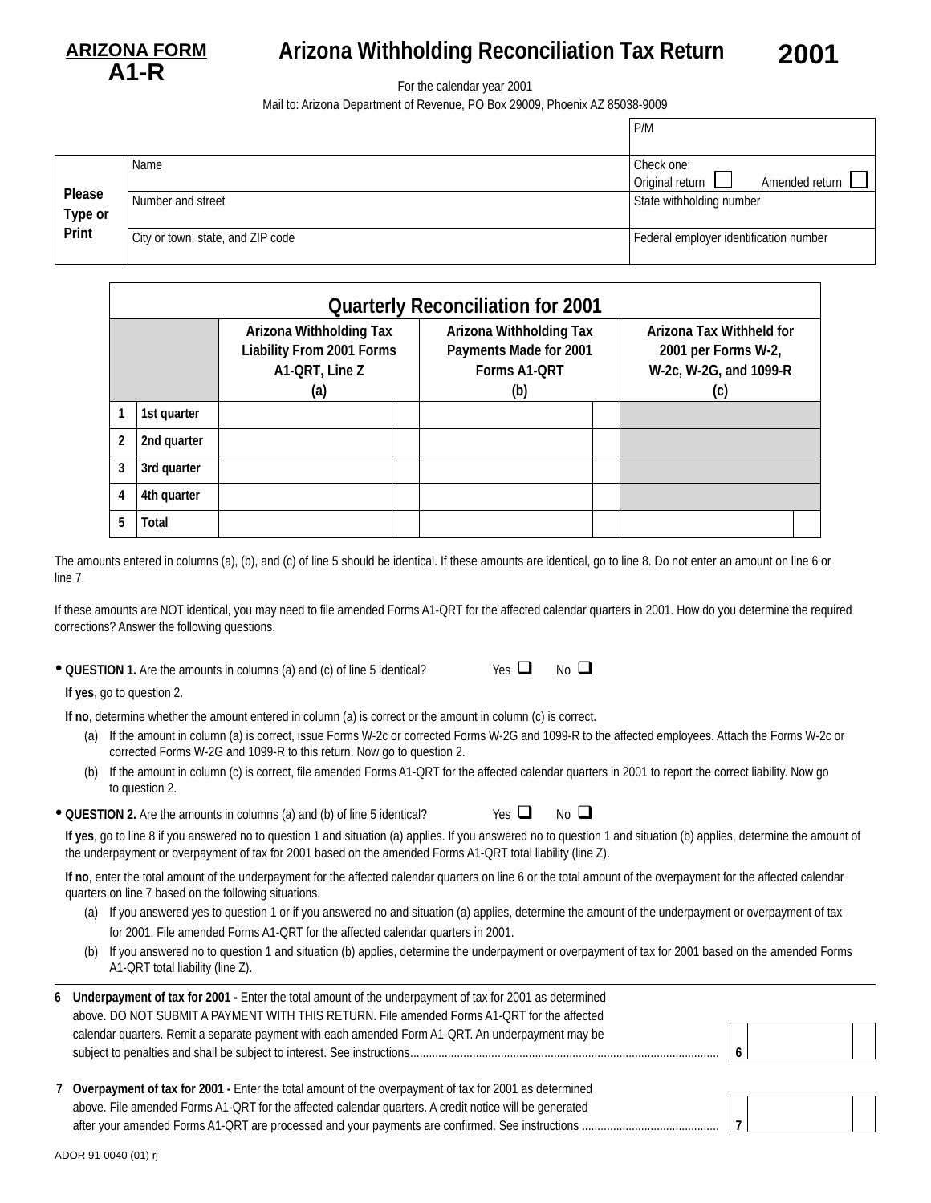**ARIZONA FORM**
**A1-R**

# Arizona Withholding Reconciliation Tax Return

**2001**

For the calendar year 2001

Mail to: Arizona Department of Revenue, PO Box 29009, Phoenix AZ 85038-9009

| | | P/M |
|---|---|---|
| Please Type or Print | Name | Check one: Original return ☐ Amended return ☐ |
| | Number and street | State withholding number |
| | City or town, state, and ZIP code | Federal employer identification number |

## Quarterly Reconciliation for 2001

| | | Arizona Withholding Tax Liability From 2001 Forms A1-QRT, Line Z (a) | Arizona Withholding Tax Payments Made for 2001 Forms A1-QRT (b) | Arizona Tax Withheld for 2001 per Forms W-2, W-2c, W-2G, and 1099-R (c) |
|---|---|---|---|---|
| 1 | 1st quarter | | | |
| 2 | 2nd quarter | | | |
| 3 | 3rd quarter | | | |
| 4 | 4th quarter | | | |
| 5 | Total | | | |

The amounts entered in columns (a), (b), and (c) of line 5 should be identical. If these amounts are identical, go to line 8. Do not enter an amount on line 6 or line 7.

If these amounts are NOT identical, you may need to file amended Forms A1-QRT for the affected calendar quarters in 2001. How do you determine the required corrections? Answer the following questions.

- **QUESTION 1.** Are the amounts in columns (a) and (c) of line 5 identical? Yes ☐ No ☐

  **If yes**, go to question 2.

  **If no**, determine whether the amount entered in column (a) is correct or the amount in column (c) is correct.

  (a) If the amount in column (a) is correct, issue Forms W-2c or corrected Forms W-2G and 1099-R to the affected employees. Attach the Forms W-2c or corrected Forms W-2G and 1099-R to this return. Now go to question 2.

  (b) If the amount in column (c) is correct, file amended Forms A1-QRT for the affected calendar quarters in 2001 to report the correct liability. Now go to question 2.

- **QUESTION 2.** Are the amounts in columns (a) and (b) of line 5 identical? Yes ☐ No ☐

  **If yes**, go to line 8 if you answered no to question 1 and situation (a) applies. If you answered no to question 1 and situation (b) applies, determine the amount of the underpayment or overpayment of tax for 2001 based on the amended Forms A1-QRT total liability (line Z).

  **If no**, enter the total amount of the underpayment for the affected calendar quarters on line 6 or the total amount of the overpayment for the affected calendar quarters on line 7 based on the following situations.

  (a) If you answered yes to question 1 or if you answered no and situation (a) applies, determine the amount of the underpayment or overpayment of tax for 2001. File amended Forms A1-QRT for the affected calendar quarters in 2001.

  (b) If you answered no to question 1 and situation (b) applies, determine the underpayment or overpayment of tax for 2001 based on the amended Forms A1-QRT total liability (line Z).

**6 Underpayment of tax for 2001 -** Enter the total amount of the underpayment of tax for 2001 as determined above. DO NOT SUBMIT A PAYMENT WITH THIS RETURN. File amended Forms A1-QRT for the affected calendar quarters. Remit a separate payment with each amended Form A1-QRT. An underpayment may be subject to penalties and shall be subject to interest. See instructions .......... **6** ______

**7 Overpayment of tax for 2001 -** Enter the total amount of the overpayment of tax for 2001 as determined above. File amended Forms A1-QRT for the affected calendar quarters. A credit notice will be generated after your amended Forms A1-QRT are processed and your payments are confirmed. See instructions .......... **7** ______

ADOR 91-0040 (01) rj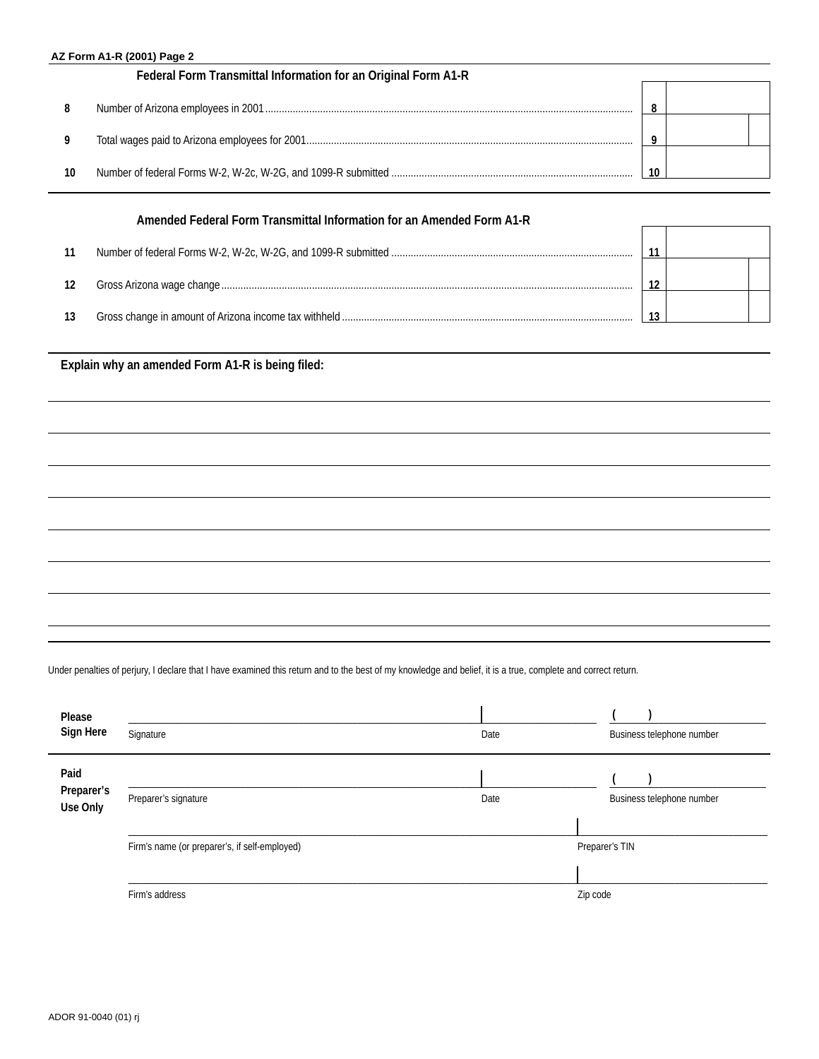## Federal Form Transmittal Information for an Original Form A1-R

| | | | |
|---|---|---|---|
| 8 | Number of Arizona employees in 2001 | 8 | |
| 9 | Total wages paid to Arizona employees for 2001 | 9 | |
| 10 | Number of federal Forms W-2, W-2c, W-2G, and 1099-R submitted | 10 | |

## Amended Federal Form Transmittal Information for an Amended Form A1-R

| | | | |
|---|---|---|---|
| 11 | Number of federal Forms W-2, W-2c, W-2G, and 1099-R submitted | 11 | |
| 12 | Gross Arizona wage change | 12 | |
| 13 | Gross change in amount of Arizona income tax withheld | 13 | |

**Explain why an amended Form A1-R is being filed:**

Under penalties of perjury, I declare that I have examined this return and to the best of my knowledge and belief, it is a true, complete and correct return.

**Please Sign Here**

Signature | Date | ( ) Business telephone number

**Paid Preparer's Use Only**

Preparer's signature | Date | ( ) Business telephone number

Firm's name (or preparer's, if self-employed) | Preparer's TIN

Firm's address | Zip code

ADOR 91-0040 (01) rj